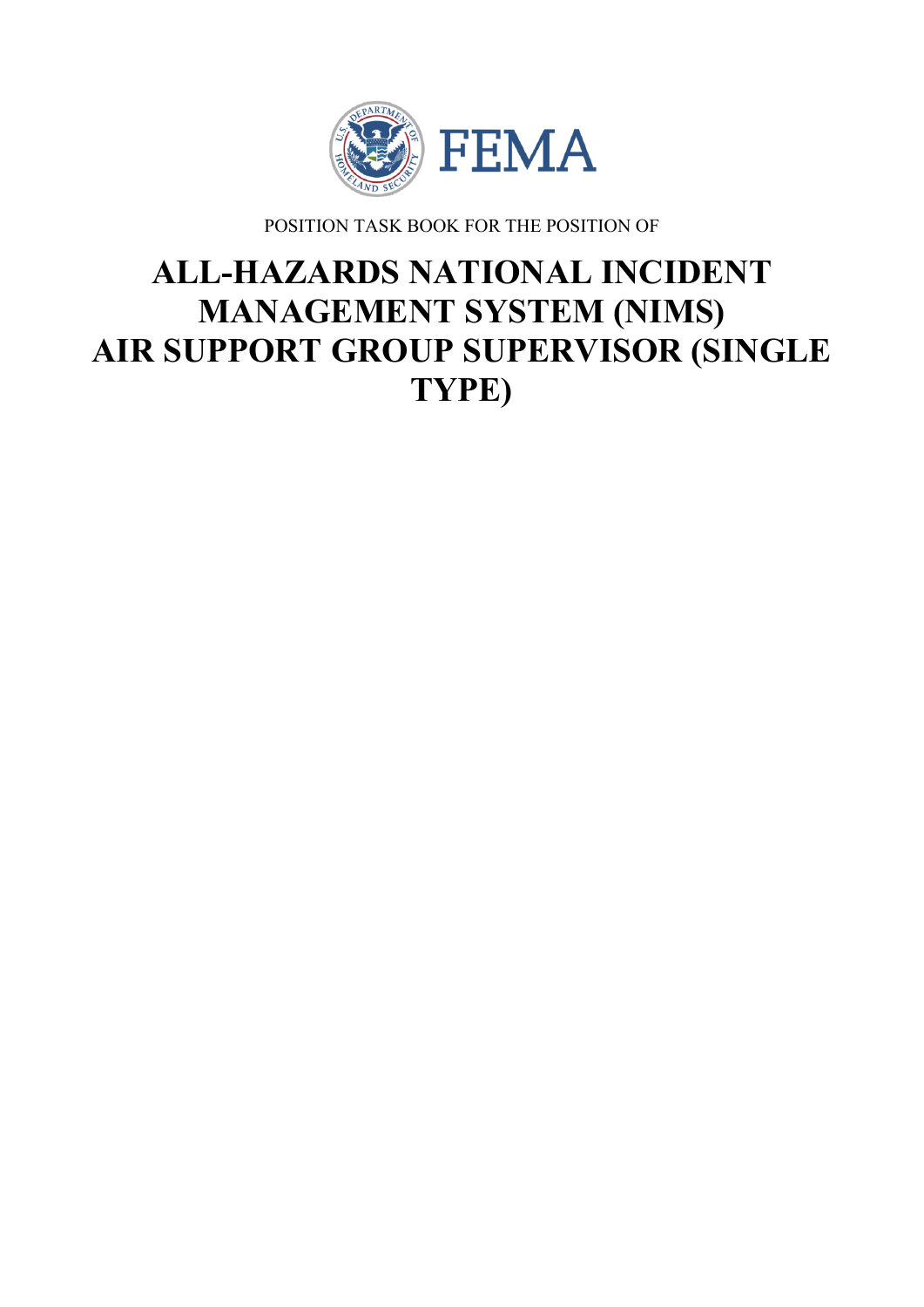FEMA

POSITION TASK BOOK FOR THE POSITION OF

# ALL-HAZARDS NATIONAL INCIDENT MANAGEMENT SYSTEM (NIMS) AIR SUPPORT GROUP SUPERVISOR (SINGLE TYPE)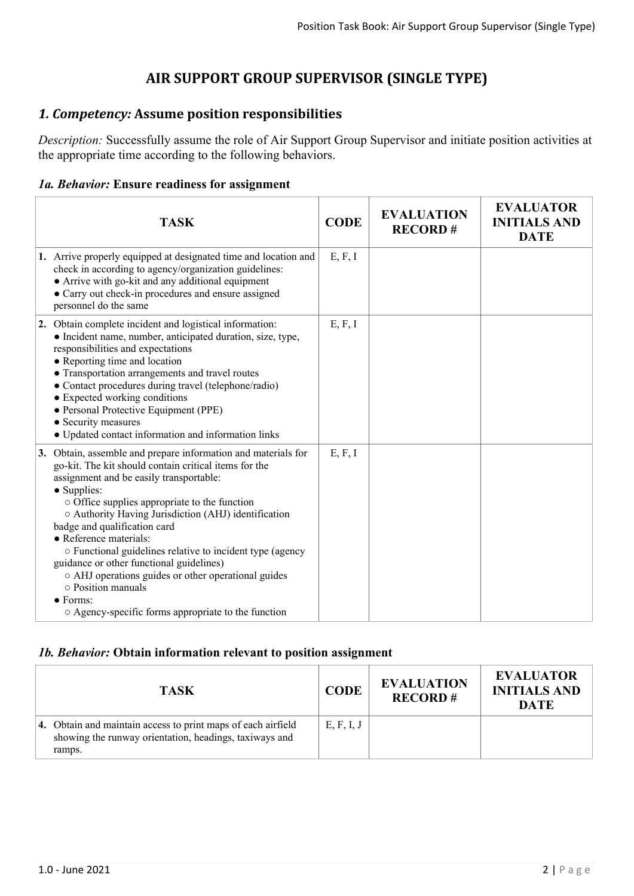# AIR SUPPORT GROUP SUPERVISOR (SINGLE TYPE)

## *1. Competency:* Assume position responsibilities

*Description:* Successfully assume the role of Air Support Group Supervisor and initiate position activities at the appropriate time according to the following behaviors.

### *1a. Behavior:* Ensure readiness for assignment

| TASK | CODE | EVALUATION RECORD # | EVALUATOR INITIALS AND DATE |
|---|---|---|---|
| **1.** Arrive properly equipped at designated time and location and check in according to agency/organization guidelines:<br>● Arrive with go-kit and any additional equipment<br>● Carry out check-in procedures and ensure assigned personnel do the same | E, F, I | | |
| **2.** Obtain complete incident and logistical information:<br>● Incident name, number, anticipated duration, size, type, responsibilities and expectations<br>● Reporting time and location<br>● Transportation arrangements and travel routes<br>● Contact procedures during travel (telephone/radio)<br>● Expected working conditions<br>● Personal Protective Equipment (PPE)<br>● Security measures<br>● Updated contact information and information links | E, F, I | | |
| **3.** Obtain, assemble and prepare information and materials for go-kit. The kit should contain critical items for the assignment and be easily transportable:<br>● Supplies:<br>○ Office supplies appropriate to the function<br>○ Authority Having Jurisdiction (AHJ) identification badge and qualification card<br>● Reference materials:<br>○ Functional guidelines relative to incident type (agency guidance or other functional guidelines)<br>○ AHJ operations guides or other operational guides<br>○ Position manuals<br>● Forms:<br>○ Agency-specific forms appropriate to the function | E, F, I | | |

### *1b. Behavior:* Obtain information relevant to position assignment

| TASK | CODE | EVALUATION RECORD # | EVALUATOR INITIALS AND DATE |
|---|---|---|---|
| **4.** Obtain and maintain access to print maps of each airfield showing the runway orientation, headings, taxiways and ramps. | E, F, I, J | | |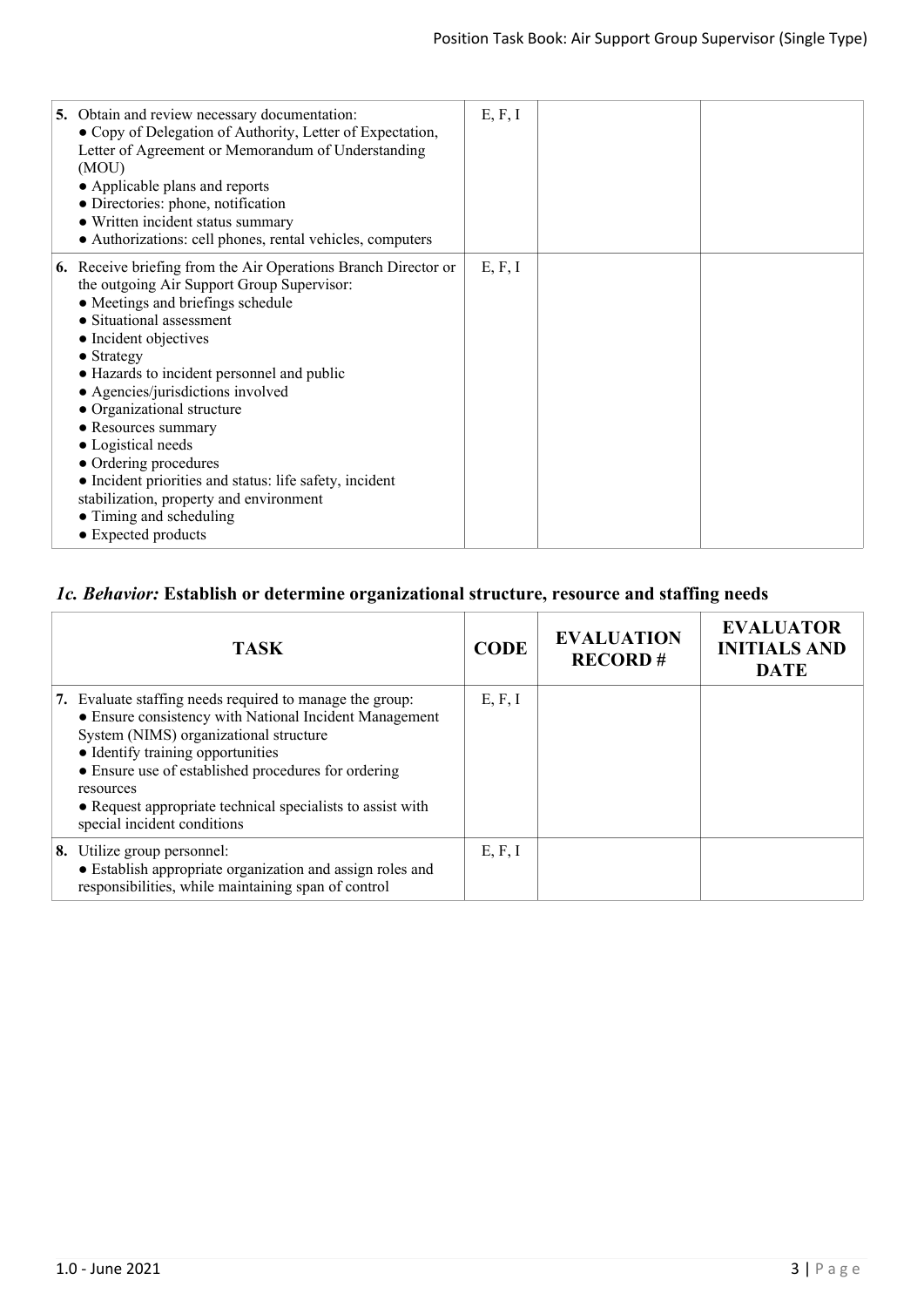| TASK | CODE | EVALUATION RECORD # | EVALUATOR INITIALS AND DATE |
|---|---|---|---|
| **5.** Obtain and review necessary documentation:<br>● Copy of Delegation of Authority, Letter of Expectation, Letter of Agreement or Memorandum of Understanding (MOU)<br>● Applicable plans and reports<br>● Directories: phone, notification<br>● Written incident status summary<br>● Authorizations: cell phones, rental vehicles, computers | E, F, I | | |
| **6.** Receive briefing from the Air Operations Branch Director or the outgoing Air Support Group Supervisor:<br>● Meetings and briefings schedule<br>● Situational assessment<br>● Incident objectives<br>● Strategy<br>● Hazards to incident personnel and public<br>● Agencies/jurisdictions involved<br>● Organizational structure<br>● Resources summary<br>● Logistical needs<br>● Ordering procedures<br>● Incident priorities and status: life safety, incident stabilization, property and environment<br>● Timing and scheduling<br>● Expected products | E, F, I | | |

### *1c. Behavior:* Establish or determine organizational structure, resource and staffing needs

| TASK | CODE | EVALUATION RECORD # | EVALUATOR INITIALS AND DATE |
|---|---|---|---|
| **7.** Evaluate staffing needs required to manage the group:<br>● Ensure consistency with National Incident Management System (NIMS) organizational structure<br>● Identify training opportunities<br>● Ensure use of established procedures for ordering resources<br>● Request appropriate technical specialists to assist with special incident conditions | E, F, I | | |
| **8.** Utilize group personnel:<br>● Establish appropriate organization and assign roles and responsibilities, while maintaining span of control | E, F, I | | |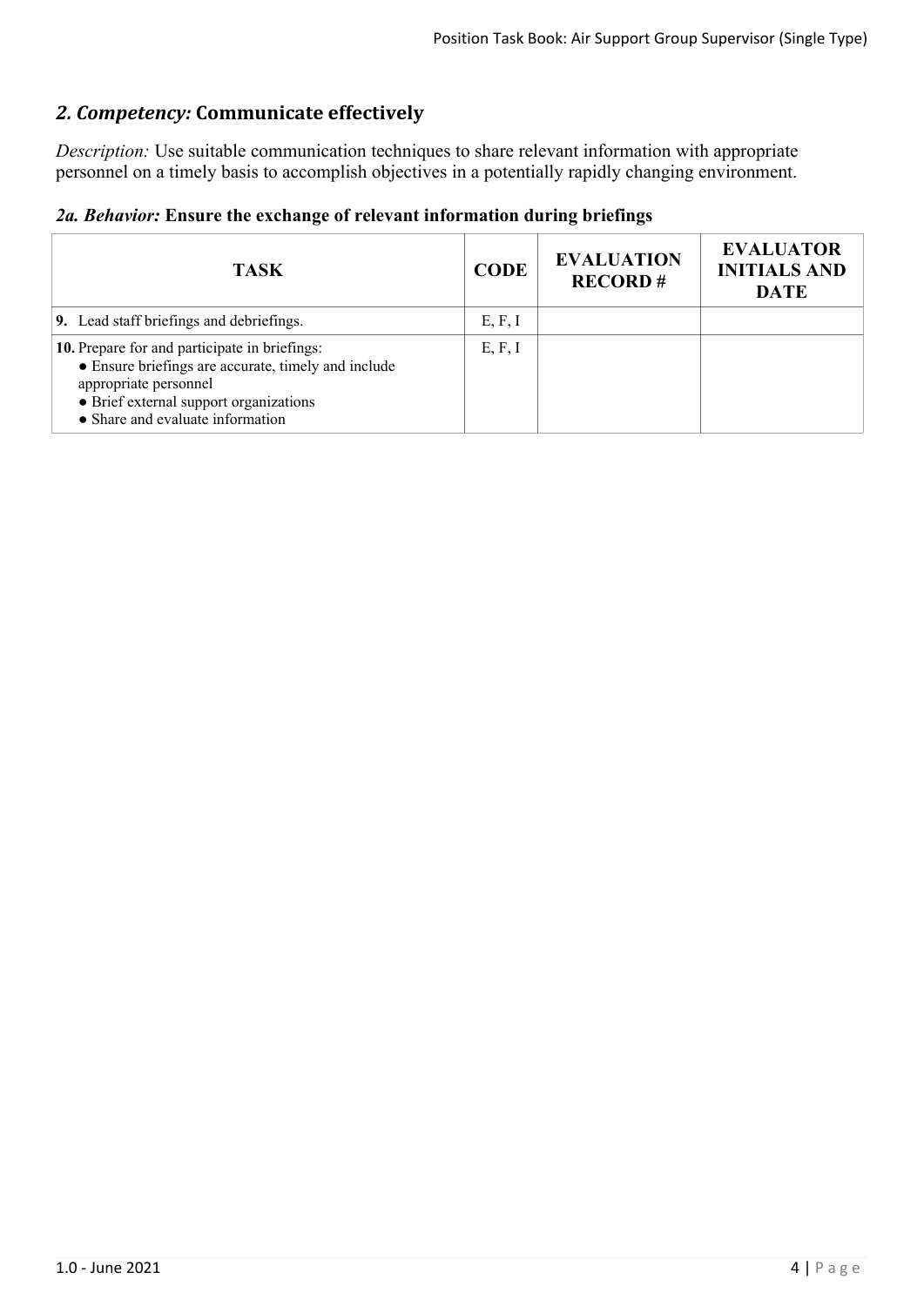## *2. Competency:* Communicate effectively

*Description:* Use suitable communication techniques to share relevant information with appropriate personnel on a timely basis to accomplish objectives in a potentially rapidly changing environment.

### *2a. Behavior:* Ensure the exchange of relevant information during briefings

| TASK | CODE | EVALUATION RECORD # | EVALUATOR INITIALS AND DATE |
|---|---|---|---|
| **9.** Lead staff briefings and debriefings. | E, F, I | | |
| **10.** Prepare for and participate in briefings:<br>● Ensure briefings are accurate, timely and include appropriate personnel<br>● Brief external support organizations<br>● Share and evaluate information | E, F, I | | |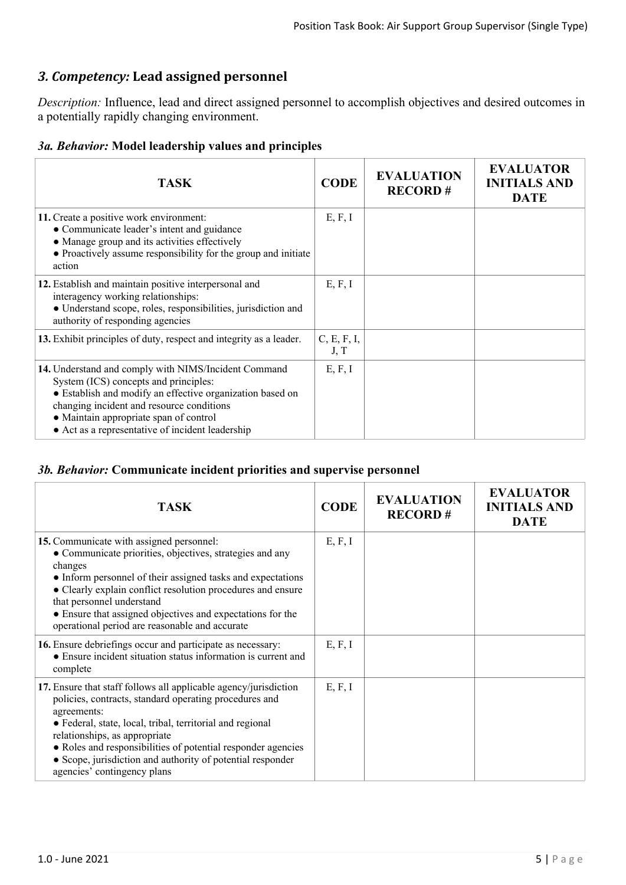## *3. Competency:* Lead assigned personnel

*Description:* Influence, lead and direct assigned personnel to accomplish objectives and desired outcomes in a potentially rapidly changing environment.

### *3a. Behavior:* Model leadership values and principles

| TASK | CODE | EVALUATION RECORD # | EVALUATOR INITIALS AND DATE |
|---|---|---|---|
| **11.** Create a positive work environment:<br>● Communicate leader's intent and guidance<br>● Manage group and its activities effectively<br>● Proactively assume responsibility for the group and initiate action | E, F, I | | |
| **12.** Establish and maintain positive interpersonal and interagency working relationships:<br>● Understand scope, roles, responsibilities, jurisdiction and authority of responding agencies | E, F, I | | |
| **13.** Exhibit principles of duty, respect and integrity as a leader. | C, E, F, I, J, T | | |
| **14.** Understand and comply with NIMS/Incident Command System (ICS) concepts and principles:<br>● Establish and modify an effective organization based on changing incident and resource conditions<br>● Maintain appropriate span of control<br>● Act as a representative of incident leadership | E, F, I | | |

### *3b. Behavior:* Communicate incident priorities and supervise personnel

| TASK | CODE | EVALUATION RECORD # | EVALUATOR INITIALS AND DATE |
|---|---|---|---|
| **15.** Communicate with assigned personnel:<br>● Communicate priorities, objectives, strategies and any changes<br>● Inform personnel of their assigned tasks and expectations<br>● Clearly explain conflict resolution procedures and ensure that personnel understand<br>● Ensure that assigned objectives and expectations for the operational period are reasonable and accurate | E, F, I | | |
| **16.** Ensure debriefings occur and participate as necessary:<br>● Ensure incident situation status information is current and complete | E, F, I | | |
| **17.** Ensure that staff follows all applicable agency/jurisdiction policies, contracts, standard operating procedures and agreements:<br>● Federal, state, local, tribal, territorial and regional relationships, as appropriate<br>● Roles and responsibilities of potential responder agencies<br>● Scope, jurisdiction and authority of potential responder agencies' contingency plans | E, F, I | | |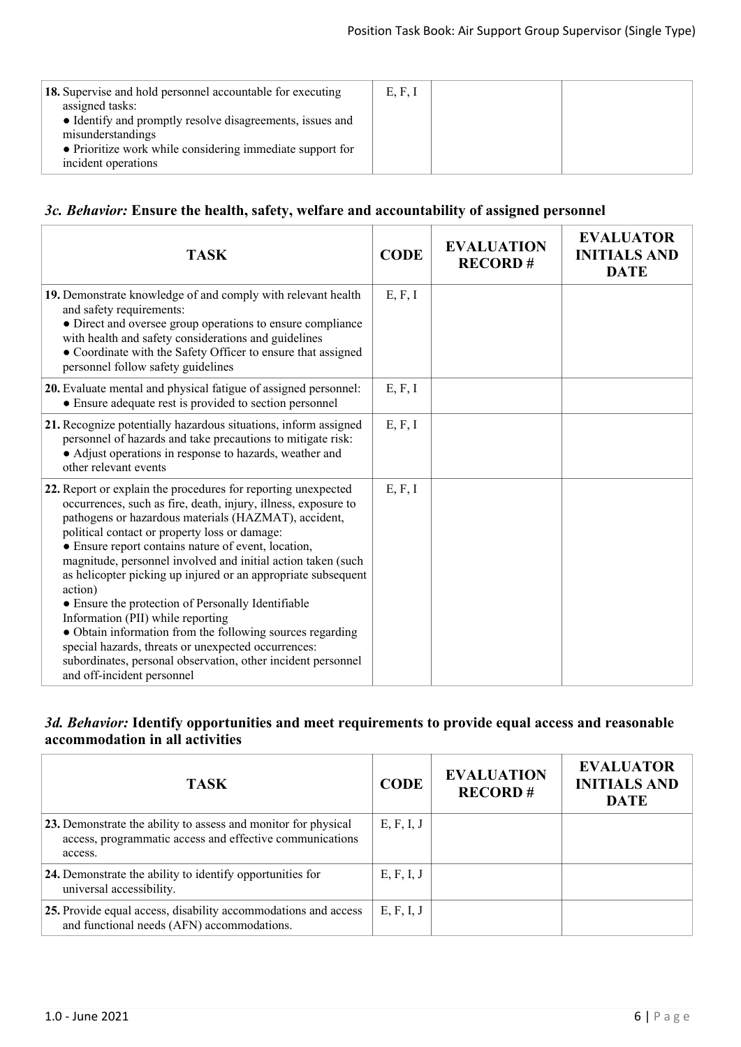| TASK | CODE | EVALUATION RECORD # | EVALUATOR INITIALS AND DATE |
|---|---|---|---|
| **18.** Supervise and hold personnel accountable for executing assigned tasks:<br>● Identify and promptly resolve disagreements, issues and misunderstandings<br>● Prioritize work while considering immediate support for incident operations | E, F, I | | |

### *3c. Behavior:* Ensure the health, safety, welfare and accountability of assigned personnel

| TASK | CODE | EVALUATION RECORD # | EVALUATOR INITIALS AND DATE |
|---|---|---|---|
| **19.** Demonstrate knowledge of and comply with relevant health and safety requirements:<br>● Direct and oversee group operations to ensure compliance with health and safety considerations and guidelines<br>● Coordinate with the Safety Officer to ensure that assigned personnel follow safety guidelines | E, F, I | | |
| **20.** Evaluate mental and physical fatigue of assigned personnel:<br>● Ensure adequate rest is provided to section personnel | E, F, I | | |
| **21.** Recognize potentially hazardous situations, inform assigned personnel of hazards and take precautions to mitigate risk:<br>● Adjust operations in response to hazards, weather and other relevant events | E, F, I | | |
| **22.** Report or explain the procedures for reporting unexpected occurrences, such as fire, death, injury, illness, exposure to pathogens or hazardous materials (HAZMAT), accident, political contact or property loss or damage:<br>● Ensure report contains nature of event, location, magnitude, personnel involved and initial action taken (such as helicopter picking up injured or an appropriate subsequent action)<br>● Ensure the protection of Personally Identifiable Information (PII) while reporting<br>● Obtain information from the following sources regarding special hazards, threats or unexpected occurrences: subordinates, personal observation, other incident personnel and off-incident personnel | E, F, I | | |

### *3d. Behavior:* Identify opportunities and meet requirements to provide equal access and reasonable accommodation in all activities

| TASK | CODE | EVALUATION RECORD # | EVALUATOR INITIALS AND DATE |
|---|---|---|---|
| **23.** Demonstrate the ability to assess and monitor for physical access, programmatic access and effective communications access. | E, F, I, J | | |
| **24.** Demonstrate the ability to identify opportunities for universal accessibility. | E, F, I, J | | |
| **25.** Provide equal access, disability accommodations and access and functional needs (AFN) accommodations. | E, F, I, J | | |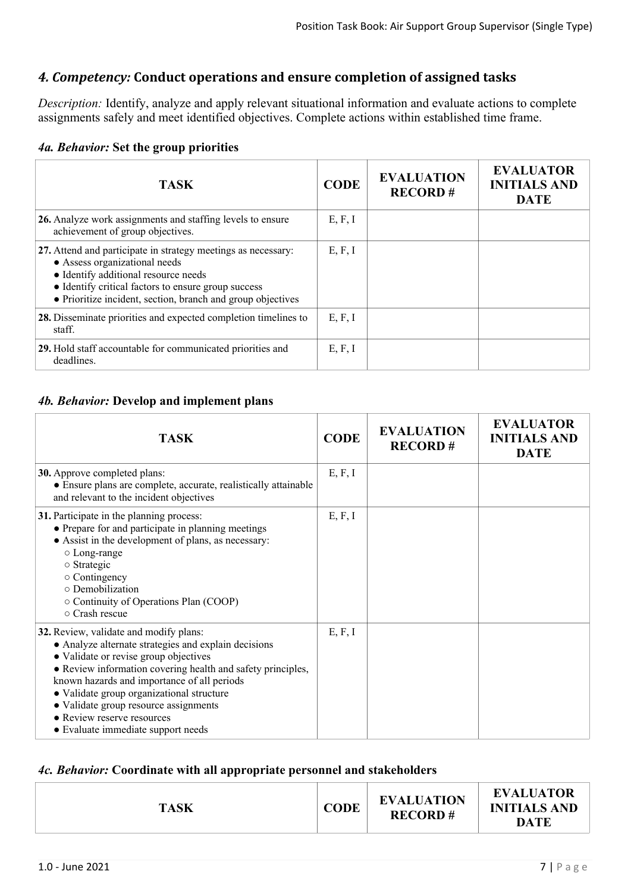## *4. Competency:* Conduct operations and ensure completion of assigned tasks

*Description:* Identify, analyze and apply relevant situational information and evaluate actions to complete assignments safely and meet identified objectives. Complete actions within established time frame.

### *4a. Behavior:* Set the group priorities

| TASK | CODE | EVALUATION RECORD # | EVALUATOR INITIALS AND DATE |
|---|---|---|---|
| **26.** Analyze work assignments and staffing levels to ensure achievement of group objectives. | E, F, I | | |
| **27.** Attend and participate in strategy meetings as necessary:<br>● Assess organizational needs<br>● Identify additional resource needs<br>● Identify critical factors to ensure group success<br>● Prioritize incident, section, branch and group objectives | E, F, I | | |
| **28.** Disseminate priorities and expected completion timelines to staff. | E, F, I | | |
| **29.** Hold staff accountable for communicated priorities and deadlines. | E, F, I | | |

### *4b. Behavior:* Develop and implement plans

| TASK | CODE | EVALUATION RECORD # | EVALUATOR INITIALS AND DATE |
|---|---|---|---|
| **30.** Approve completed plans:<br>● Ensure plans are complete, accurate, realistically attainable and relevant to the incident objectives | E, F, I | | |
| **31.** Participate in the planning process:<br>● Prepare for and participate in planning meetings<br>● Assist in the development of plans, as necessary:<br>○ Long-range<br>○ Strategic<br>○ Contingency<br>○ Demobilization<br>○ Continuity of Operations Plan (COOP)<br>○ Crash rescue | E, F, I | | |
| **32.** Review, validate and modify plans:<br>● Analyze alternate strategies and explain decisions<br>● Validate or revise group objectives<br>● Review information covering health and safety principles, known hazards and importance of all periods<br>● Validate group organizational structure<br>● Validate group resource assignments<br>● Review reserve resources<br>● Evaluate immediate support needs | E, F, I | | |

### *4c. Behavior:* Coordinate with all appropriate personnel and stakeholders

| TASK | CODE | EVALUATION RECORD # | EVALUATOR INITIALS AND DATE |
|---|---|---|---|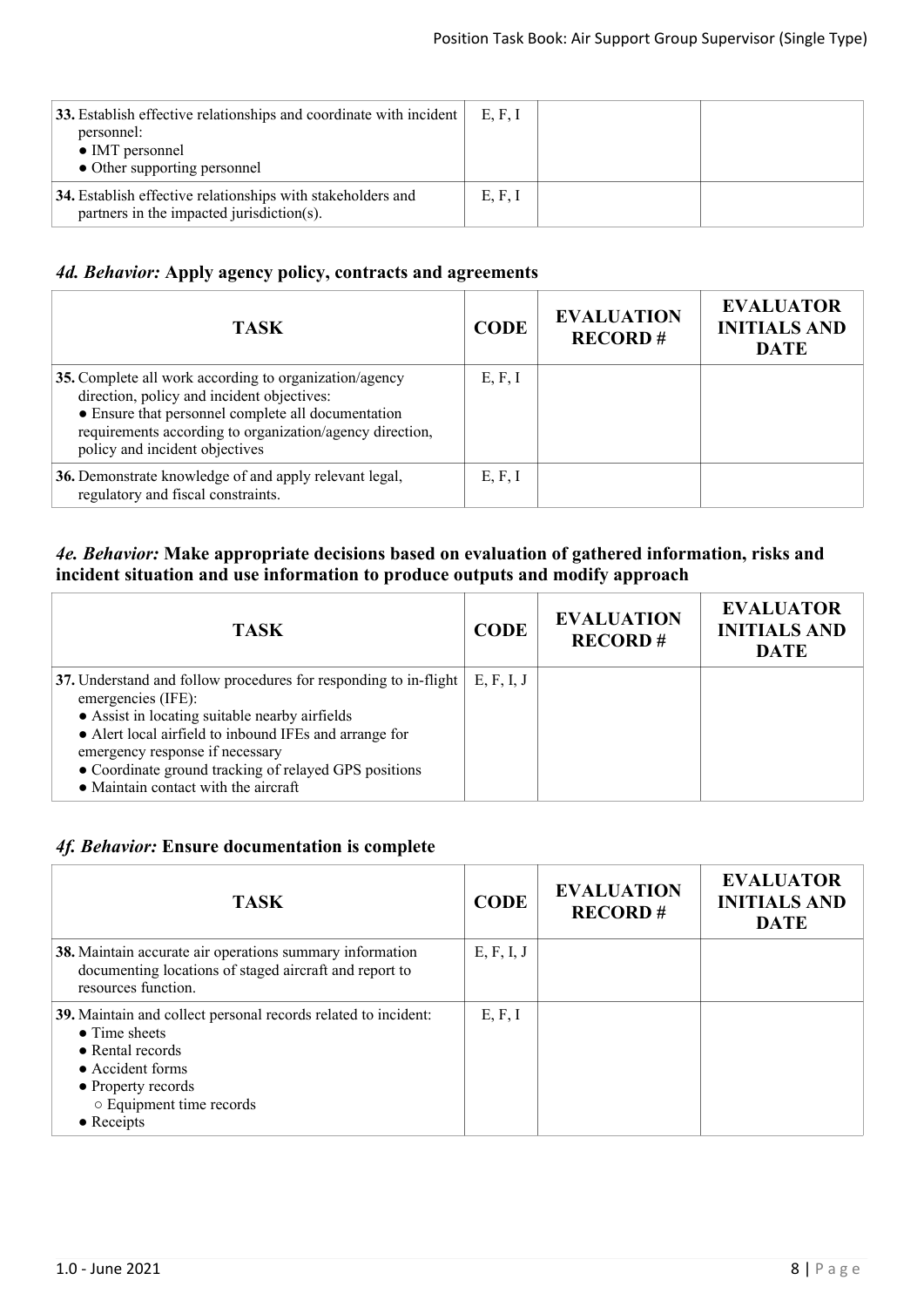| TASK | CODE | EVALUATION RECORD # | EVALUATOR INITIALS AND DATE |
|---|---|---|---|
| **33.** Establish effective relationships and coordinate with incident personnel:<br>● IMT personnel<br>● Other supporting personnel | E, F, I | | |
| **34.** Establish effective relationships with stakeholders and partners in the impacted jurisdiction(s). | E, F, I | | |

### *4d. Behavior:* Apply agency policy, contracts and agreements

| TASK | CODE | EVALUATION RECORD # | EVALUATOR INITIALS AND DATE |
|---|---|---|---|
| **35.** Complete all work according to organization/agency direction, policy and incident objectives:<br>● Ensure that personnel complete all documentation requirements according to organization/agency direction, policy and incident objectives | E, F, I | | |
| **36.** Demonstrate knowledge of and apply relevant legal, regulatory and fiscal constraints. | E, F, I | | |

### *4e. Behavior:* Make appropriate decisions based on evaluation of gathered information, risks and incident situation and use information to produce outputs and modify approach

| TASK | CODE | EVALUATION RECORD # | EVALUATOR INITIALS AND DATE |
|---|---|---|---|
| **37.** Understand and follow procedures for responding to in-flight emergencies (IFE):<br>● Assist in locating suitable nearby airfields<br>● Alert local airfield to inbound IFEs and arrange for emergency response if necessary<br>● Coordinate ground tracking of relayed GPS positions<br>● Maintain contact with the aircraft | E, F, I, J | | |

### *4f. Behavior:* Ensure documentation is complete

| TASK | CODE | EVALUATION RECORD # | EVALUATOR INITIALS AND DATE |
|---|---|---|---|
| **38.** Maintain accurate air operations summary information documenting locations of staged aircraft and report to resources function. | E, F, I, J | | |
| **39.** Maintain and collect personal records related to incident:<br>● Time sheets<br>● Rental records<br>● Accident forms<br>● Property records<br>&nbsp;&nbsp;○ Equipment time records<br>● Receipts | E, F, I | | |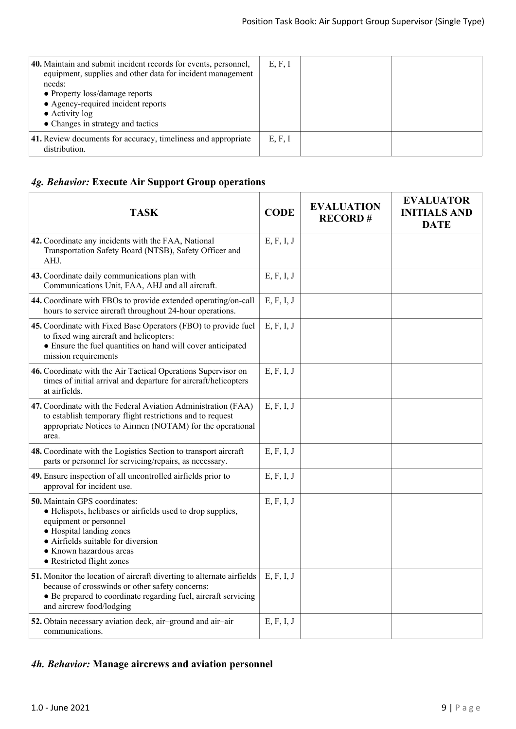| 40. Maintain and submit incident records for events, personnel, equipment, supplies and other data for incident management needs:<br>● Property loss/damage reports<br>● Agency-required incident reports<br>● Activity log<br>● Changes in strategy and tactics | E, F, I | | |
|---|---|---|---|
| 41. Review documents for accuracy, timeliness and appropriate distribution. | E, F, I | | |

## *4g. Behavior:* **Execute Air Support Group operations**

| TASK | CODE | EVALUATION RECORD # | EVALUATOR INITIALS AND DATE |
|---|---|---|---|
| 42. Coordinate any incidents with the FAA, National Transportation Safety Board (NTSB), Safety Officer and AHJ. | E, F, I, J | | |
| 43. Coordinate daily communications plan with Communications Unit, FAA, AHJ and all aircraft. | E, F, I, J | | |
| 44. Coordinate with FBOs to provide extended operating/on-call hours to service aircraft throughout 24-hour operations. | E, F, I, J | | |
| 45. Coordinate with Fixed Base Operators (FBO) to provide fuel to fixed wing aircraft and helicopters:<br>● Ensure the fuel quantities on hand will cover anticipated mission requirements | E, F, I, J | | |
| 46. Coordinate with the Air Tactical Operations Supervisor on times of initial arrival and departure for aircraft/helicopters at airfields. | E, F, I, J | | |
| 47. Coordinate with the Federal Aviation Administration (FAA) to establish temporary flight restrictions and to request appropriate Notices to Airmen (NOTAM) for the operational area. | E, F, I, J | | |
| 48. Coordinate with the Logistics Section to transport aircraft parts or personnel for servicing/repairs, as necessary. | E, F, I, J | | |
| 49. Ensure inspection of all uncontrolled airfields prior to approval for incident use. | E, F, I, J | | |
| 50. Maintain GPS coordinates:<br>● Helispots, helibases or airfields used to drop supplies, equipment or personnel<br>● Hospital landing zones<br>● Airfields suitable for diversion<br>● Known hazardous areas<br>● Restricted flight zones | E, F, I, J | | |
| 51. Monitor the location of aircraft diverting to alternate airfields because of crosswinds or other safety concerns:<br>● Be prepared to coordinate regarding fuel, aircraft servicing and aircrew food/lodging | E, F, I, J | | |
| 52. Obtain necessary aviation deck, air–ground and air–air communications. | E, F, I, J | | |

## *4h. Behavior:* **Manage aircrews and aviation personnel**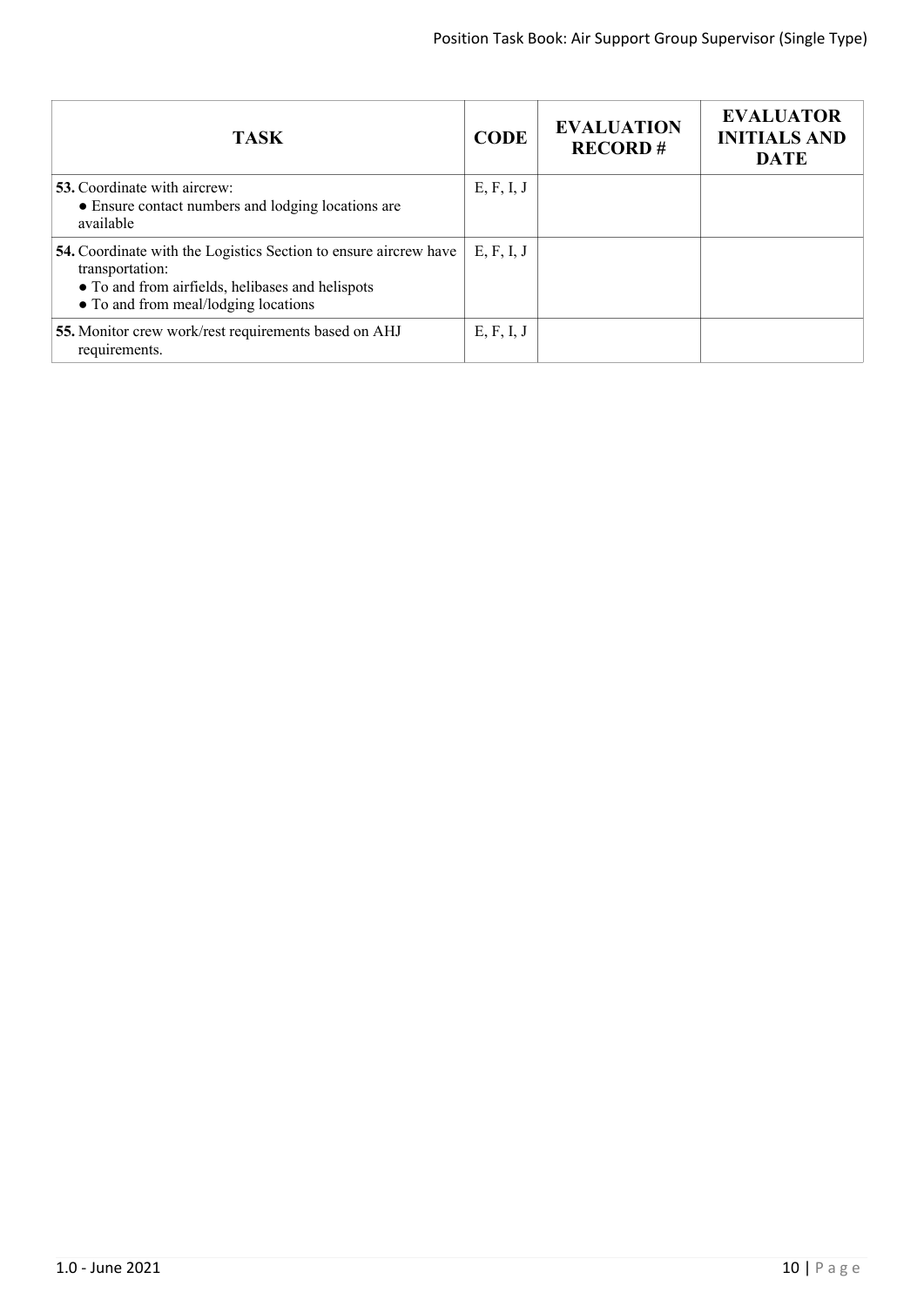| TASK | CODE | EVALUATION RECORD # | EVALUATOR INITIALS AND DATE |
|---|---|---|---|
| **53.** Coordinate with aircrew:<br>● Ensure contact numbers and lodging locations are available | E, F, I, J | | |
| **54.** Coordinate with the Logistics Section to ensure aircrew have transportation:<br>● To and from airfields, helibases and helispots<br>● To and from meal/lodging locations | E, F, I, J | | |
| **55.** Monitor crew work/rest requirements based on AHJ requirements. | E, F, I, J | | |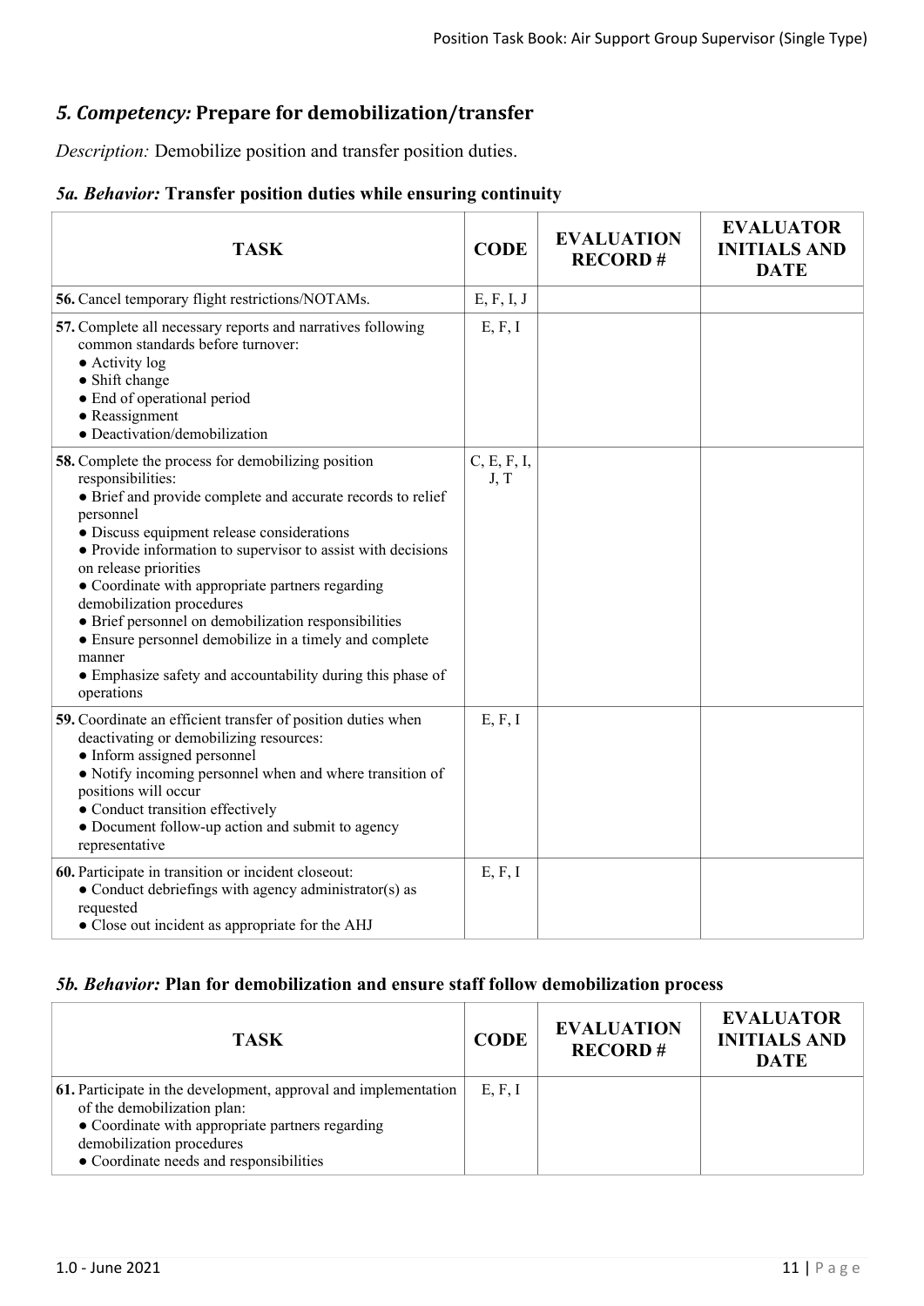## *5. Competency:* Prepare for demobilization/transfer

*Description:* Demobilize position and transfer position duties.

### *5a. Behavior:* Transfer position duties while ensuring continuity

| TASK | CODE | EVALUATION RECORD # | EVALUATOR INITIALS AND DATE |
|---|---|---|---|
| **56.** Cancel temporary flight restrictions/NOTAMs. | E, F, I, J | | |
| **57.** Complete all necessary reports and narratives following common standards before turnover:<br>● Activity log<br>● Shift change<br>● End of operational period<br>● Reassignment<br>● Deactivation/demobilization | E, F, I | | |
| **58.** Complete the process for demobilizing position responsibilities:<br>● Brief and provide complete and accurate records to relief personnel<br>● Discuss equipment release considerations<br>● Provide information to supervisor to assist with decisions on release priorities<br>● Coordinate with appropriate partners regarding demobilization procedures<br>● Brief personnel on demobilization responsibilities<br>● Ensure personnel demobilize in a timely and complete manner<br>● Emphasize safety and accountability during this phase of operations | C, E, F, I, J, T | | |
| **59.** Coordinate an efficient transfer of position duties when deactivating or demobilizing resources:<br>● Inform assigned personnel<br>● Notify incoming personnel when and where transition of positions will occur<br>● Conduct transition effectively<br>● Document follow-up action and submit to agency representative | E, F, I | | |
| **60.** Participate in transition or incident closeout:<br>● Conduct debriefings with agency administrator(s) as requested<br>● Close out incident as appropriate for the AHJ | E, F, I | | |

### *5b. Behavior:* Plan for demobilization and ensure staff follow demobilization process

| TASK | CODE | EVALUATION RECORD # | EVALUATOR INITIALS AND DATE |
|---|---|---|---|
| **61.** Participate in the development, approval and implementation of the demobilization plan:<br>● Coordinate with appropriate partners regarding demobilization procedures<br>● Coordinate needs and responsibilities | E, F, I | | |